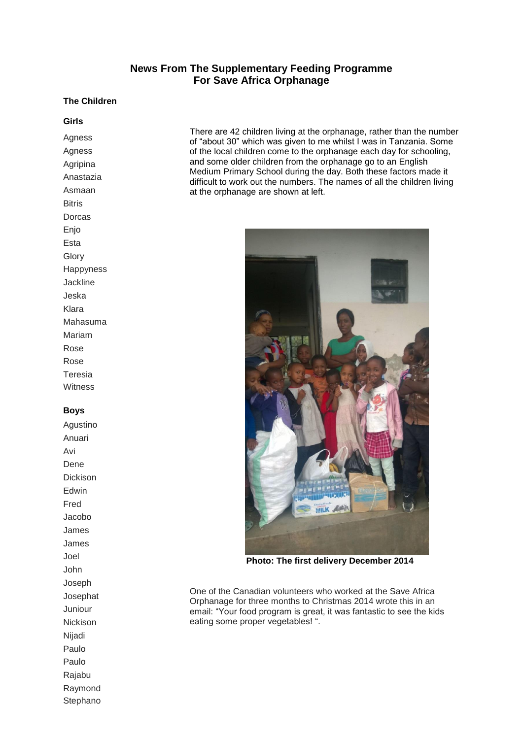# News From The Supplementary Feeding Programme For Save Africa Orphanage

## The Children

### Girls

Agness
Agness
Agripina
Anastazia
Asmaan
Bitris
Dorcas
Enjo
Esta
Glory
Happyness
Jackline
Jeska
Klara
Mahasuma
Mariam
Rose
Rose
Teresia
Witness

### Boys

Agustino
Anuari
Avi
Dene
Dickison
Edwin
Fred
Jacobo
James
James
Joel
John
Joseph
Josephat
Juniour
Nickison
Nijadi
Paulo
Paulo
Rajabu
Raymond
Stephano

There are 42 children living at the orphanage, rather than the number of "about 30" which was given to me whilst I was in Tanzania. Some of the local children come to the orphanage each day for schooling, and some older children from the orphanage go to an English Medium Primary School during the day. Both these factors made it difficult to work out the numbers. The names of all the children living at the orphanage are shown at left.

**Photo: The first delivery December 2014**

One of the Canadian volunteers who worked at the Save Africa Orphanage for three months to Christmas 2014 wrote this in an email: "Your food program is great, it was fantastic to see the kids eating some proper vegetables! ".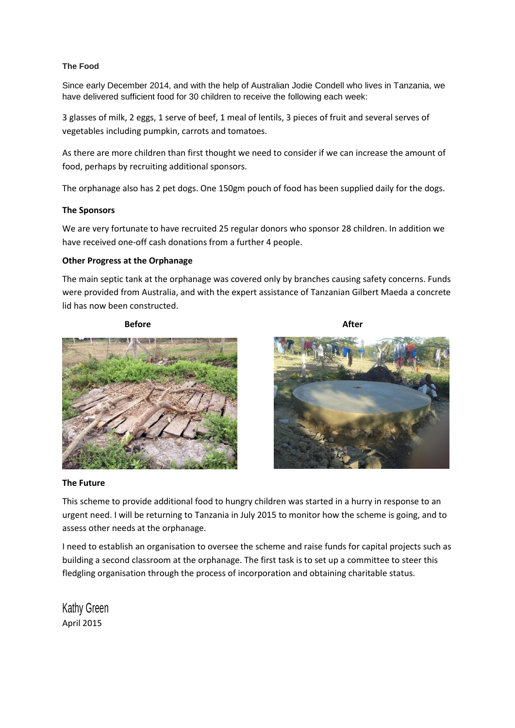**The Food**

Since early December 2014, and with the help of Australian Jodie Condell who lives in Tanzania, we have delivered sufficient food for 30 children to receive the following each week:

3 glasses of milk, 2 eggs, 1 serve of beef, 1 meal of lentils, 3 pieces of fruit and several serves of vegetables including pumpkin, carrots and tomatoes.

As there are more children than first thought we need to consider if we can increase the amount of food, perhaps by recruiting additional sponsors.

The orphanage also has 2 pet dogs. One 150gm pouch of food has been supplied daily for the dogs.

**The Sponsors**

We are very fortunate to have recruited 25 regular donors who sponsor 28 children. In addition we have received one-off cash donations from a further 4 people.

**Other Progress at the Orphanage**

The main septic tank at the orphanage was covered only by branches causing safety concerns. Funds were provided from Australia, and with the expert assistance of Tanzanian Gilbert Maeda a concrete lid has now been constructed.

**Before**

**After**

**The Future**

This scheme to provide additional food to hungry children was started in a hurry in response to an urgent need. I will be returning to Tanzania in July 2015 to monitor how the scheme is going, and to assess other needs at the orphanage.

I need to establish an organisation to oversee the scheme and raise funds for capital projects such as building a second classroom at the orphanage. The first task is to set up a committee to steer this fledgling organisation through the process of incorporation and obtaining charitable status.

Kathy Green
April 2015